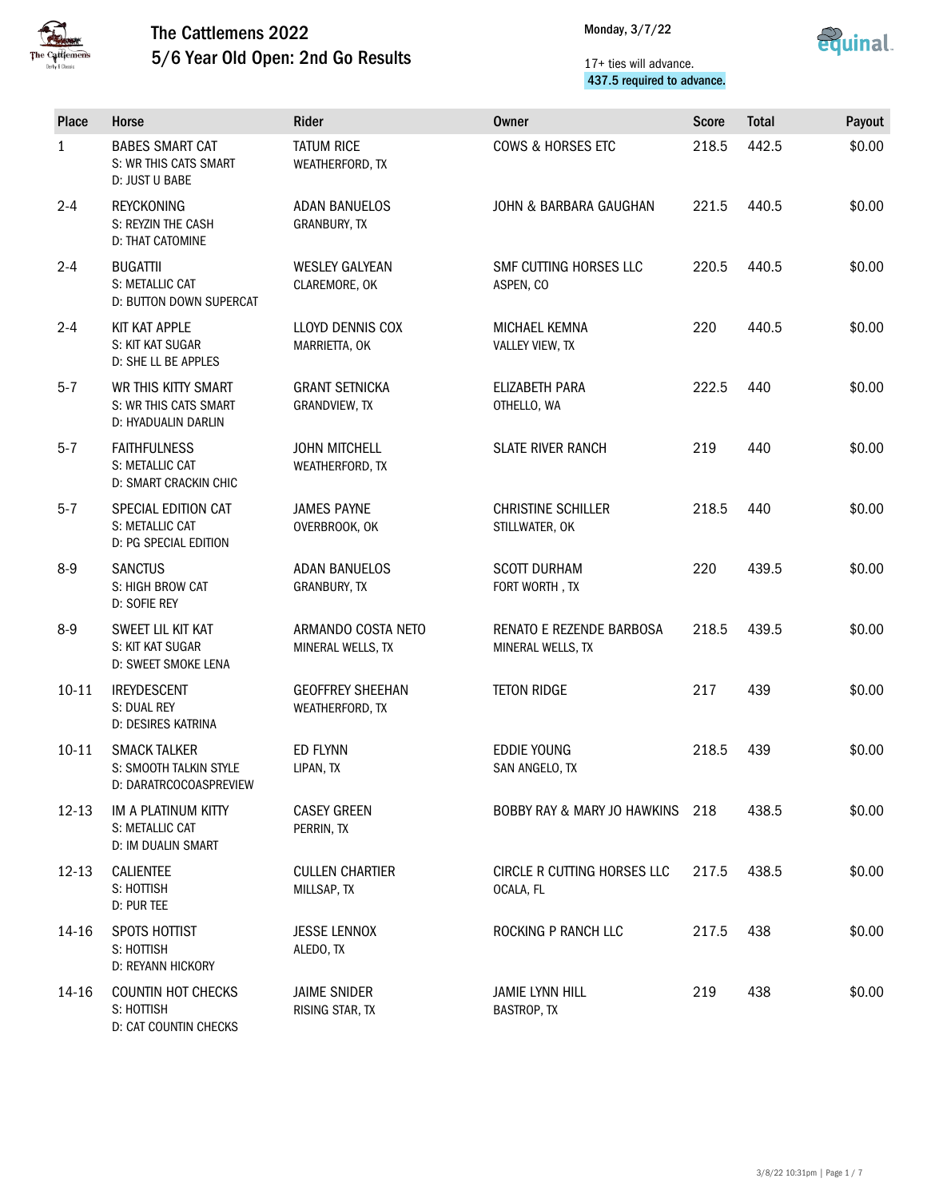# The Cattlemens 2022

## 5/6 Year Old Open: 2nd Go Results

Monday, 3/7/22

17+ ties will advance.
437.5 required to advance.

| Place | Horse | Rider | Owner | Score | Total | Payout |
|---|---|---|---|---|---|---|
| 1 | BABES SMART CAT<br>S: WR THIS CATS SMART<br>D: JUST U BABE | TATUM RICE<br>WEATHERFORD, TX | COWS & HORSES ETC | 218.5 | 442.5 | $0.00 |
| 2-4 | REYCKONING<br>S: REYZIN THE CASH<br>D: THAT CATOMINE | ADAN BANUELOS<br>GRANBURY, TX | JOHN & BARBARA GAUGHAN | 221.5 | 440.5 | $0.00 |
| 2-4 | BUGATTII<br>S: METALLIC CAT<br>D: BUTTON DOWN SUPERCAT | WESLEY GALYEAN<br>CLAREMORE, OK | SMF CUTTING HORSES LLC<br>ASPEN, CO | 220.5 | 440.5 | $0.00 |
| 2-4 | KIT KAT APPLE<br>S: KIT KAT SUGAR<br>D: SHE LL BE APPLES | LLOYD DENNIS COX<br>MARRIETTA, OK | MICHAEL KEMNA<br>VALLEY VIEW, TX | 220 | 440.5 | $0.00 |
| 5-7 | WR THIS KITTY SMART<br>S: WR THIS CATS SMART<br>D: HYADUALIN DARLIN | GRANT SETNICKA<br>GRANDVIEW, TX | ELIZABETH PARA<br>OTHELLO, WA | 222.5 | 440 | $0.00 |
| 5-7 | FAITHFULNESS<br>S: METALLIC CAT<br>D: SMART CRACKIN CHIC | JOHN MITCHELL<br>WEATHERFORD, TX | SLATE RIVER RANCH | 219 | 440 | $0.00 |
| 5-7 | SPECIAL EDITION CAT<br>S: METALLIC CAT<br>D: PG SPECIAL EDITION | JAMES PAYNE<br>OVERBROOK, OK | CHRISTINE SCHILLER<br>STILLWATER, OK | 218.5 | 440 | $0.00 |
| 8-9 | SANCTUS<br>S: HIGH BROW CAT<br>D: SOFIE REY | ADAN BANUELOS<br>GRANBURY, TX | SCOTT DURHAM<br>FORT WORTH , TX | 220 | 439.5 | $0.00 |
| 8-9 | SWEET LIL KIT KAT<br>S: KIT KAT SUGAR<br>D: SWEET SMOKE LENA | ARMANDO COSTA NETO<br>MINERAL WELLS, TX | RENATO E REZENDE BARBOSA<br>MINERAL WELLS, TX | 218.5 | 439.5 | $0.00 |
| 10-11 | IREYDESCENT<br>S: DUAL REY<br>D: DESIRES KATRINA | GEOFFREY SHEEHAN<br>WEATHERFORD, TX | TETON RIDGE | 217 | 439 | $0.00 |
| 10-11 | SMACK TALKER<br>S: SMOOTH TALKIN STYLE<br>D: DARATRCOCOASPREVIEW | ED FLYNN<br>LIPAN, TX | EDDIE YOUNG<br>SAN ANGELO, TX | 218.5 | 439 | $0.00 |
| 12-13 | IM A PLATINUM KITTY<br>S: METALLIC CAT<br>D: IM DUALIN SMART | CASEY GREEN<br>PERRIN, TX | BOBBY RAY & MARY JO HAWKINS | 218 | 438.5 | $0.00 |
| 12-13 | CALIENTEE<br>S: HOTTISH<br>D: PUR TEE | CULLEN CHARTIER<br>MILLSAP, TX | CIRCLE R CUTTING HORSES LLC<br>OCALA, FL | 217.5 | 438.5 | $0.00 |
| 14-16 | SPOTS HOTTIST<br>S: HOTTISH<br>D: REYANN HICKORY | JESSE LENNOX<br>ALEDO, TX | ROCKING P RANCH LLC | 217.5 | 438 | $0.00 |
| 14-16 | COUNTIN HOT CHECKS<br>S: HOTTISH<br>D: CAT COUNTIN CHECKS | JAIME SNIDER<br>RISING STAR, TX | JAMIE LYNN HILL<br>BASTROP, TX | 219 | 438 | $0.00 |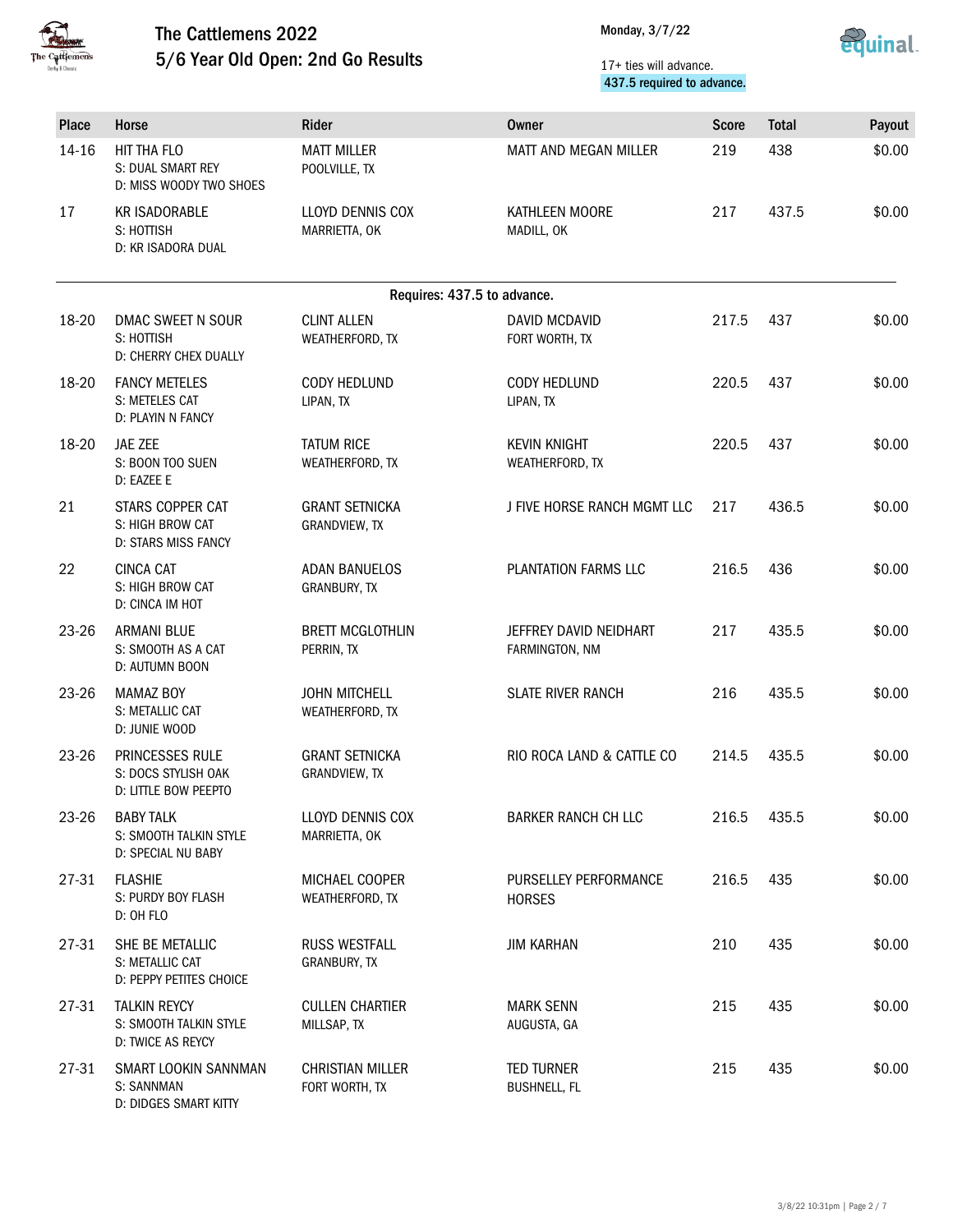# The Cattlemens 2022
## 5/6 Year Old Open: 2nd Go Results

Monday, 3/7/22

17+ ties will advance.
437.5 required to advance.

| Place | Horse | Rider | Owner | Score | Total | Payout |
|---|---|---|---|---|---|---|
| 14-16 | HIT THA FLO<br>S: DUAL SMART REY<br>D: MISS WOODY TWO SHOES | MATT MILLER<br>POOLVILLE, TX | MATT AND MEGAN MILLER | 219 | 438 | $0.00 |
| 17 | KR ISADORABLE<br>S: HOTTISH<br>D: KR ISADORA DUAL | LLOYD DENNIS COX<br>MARRIETTA, OK | KATHLEEN MOORE<br>MADILL, OK | 217 | 437.5 | $0.00 |
| | | | **Requires: 437.5 to advance.** | | | |
| 18-20 | DMAC SWEET N SOUR<br>S: HOTTISH<br>D: CHERRY CHEX DUALLY | CLINT ALLEN<br>WEATHERFORD, TX | DAVID MCDAVID<br>FORT WORTH, TX | 217.5 | 437 | $0.00 |
| 18-20 | FANCY METELES<br>S: METELES CAT<br>D: PLAYIN N FANCY | CODY HEDLUND<br>LIPAN, TX | CODY HEDLUND<br>LIPAN, TX | 220.5 | 437 | $0.00 |
| 18-20 | JAE ZEE<br>S: BOON TOO SUEN<br>D: EAZEE E | TATUM RICE<br>WEATHERFORD, TX | KEVIN KNIGHT<br>WEATHERFORD, TX | 220.5 | 437 | $0.00 |
| 21 | STARS COPPER CAT<br>S: HIGH BROW CAT<br>D: STARS MISS FANCY | GRANT SETNICKA<br>GRANDVIEW, TX | J FIVE HORSE RANCH MGMT LLC | 217 | 436.5 | $0.00 |
| 22 | CINCA CAT<br>S: HIGH BROW CAT<br>D: CINCA IM HOT | ADAN BANUELOS<br>GRANBURY, TX | PLANTATION FARMS LLC | 216.5 | 436 | $0.00 |
| 23-26 | ARMANI BLUE<br>S: SMOOTH AS A CAT<br>D: AUTUMN BOON | BRETT MCGLOTHLIN<br>PERRIN, TX | JEFFREY DAVID NEIDHART<br>FARMINGTON, NM | 217 | 435.5 | $0.00 |
| 23-26 | MAMAZ BOY<br>S: METALLIC CAT<br>D: JUNIE WOOD | JOHN MITCHELL<br>WEATHERFORD, TX | SLATE RIVER RANCH | 216 | 435.5 | $0.00 |
| 23-26 | PRINCESSES RULE<br>S: DOCS STYLISH OAK<br>D: LITTLE BOW PEEPTO | GRANT SETNICKA<br>GRANDVIEW, TX | RIO ROCA LAND & CATTLE CO | 214.5 | 435.5 | $0.00 |
| 23-26 | BABY TALK<br>S: SMOOTH TALKIN STYLE<br>D: SPECIAL NU BABY | LLOYD DENNIS COX<br>MARRIETTA, OK | BARKER RANCH CH LLC | 216.5 | 435.5 | $0.00 |
| 27-31 | FLASHIE<br>S: PURDY BOY FLASH<br>D: OH FLO | MICHAEL COOPER<br>WEATHERFORD, TX | PURSELLEY PERFORMANCE HORSES | 216.5 | 435 | $0.00 |
| 27-31 | SHE BE METALLIC<br>S: METALLIC CAT<br>D: PEPPY PETITES CHOICE | RUSS WESTFALL<br>GRANBURY, TX | JIM KARHAN | 210 | 435 | $0.00 |
| 27-31 | TALKIN REYCY<br>S: SMOOTH TALKIN STYLE<br>D: TWICE AS REYCY | CULLEN CHARTIER<br>MILLSAP, TX | MARK SENN<br>AUGUSTA, GA | 215 | 435 | $0.00 |
| 27-31 | SMART LOOKIN SANNMAN<br>S: SANNMAN<br>D: DIDGES SMART KITTY | CHRISTIAN MILLER<br>FORT WORTH, TX | TED TURNER<br>BUSHNELL, FL | 215 | 435 | $0.00 |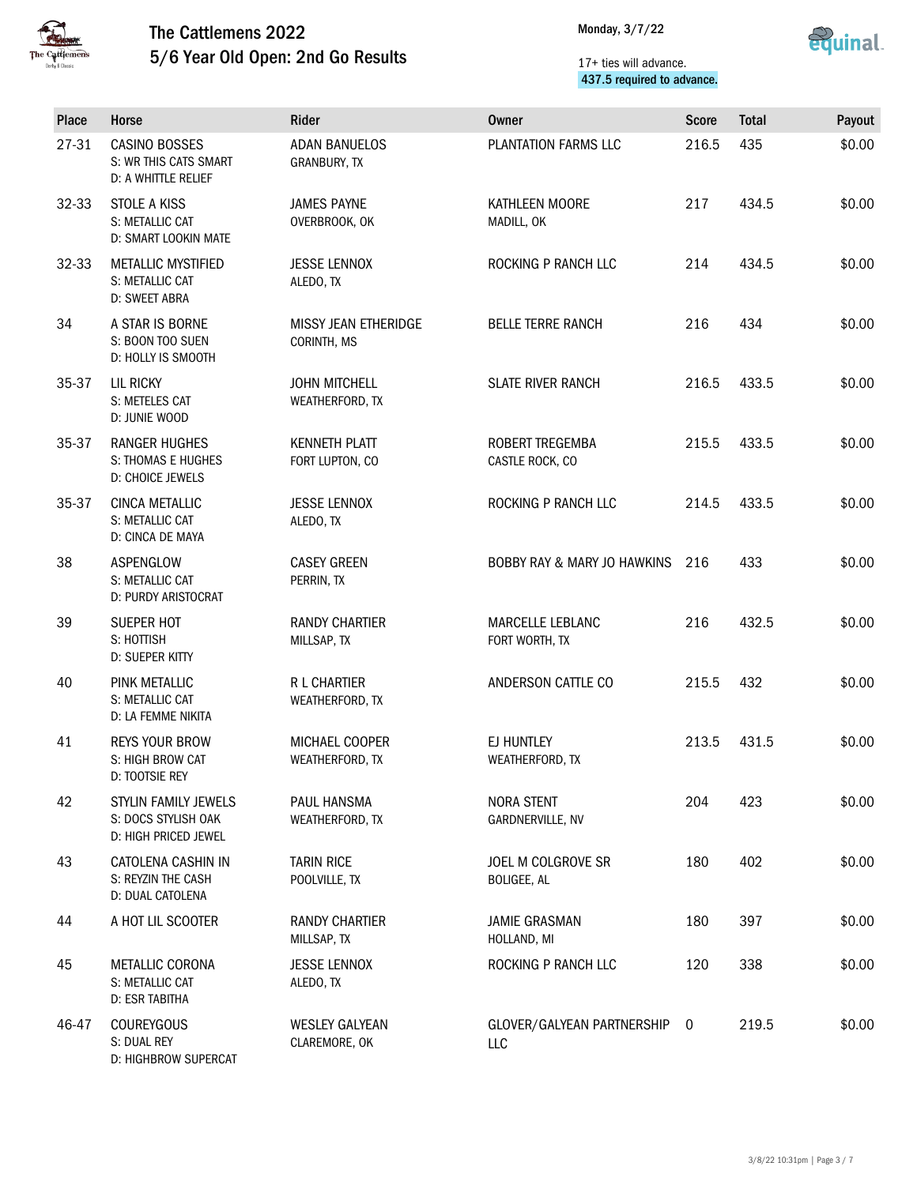# The Cattlemens 2022

## 5/6 Year Old Open: 2nd Go Results

Monday, 3/7/22

17+ ties will advance.
437.5 required to advance.

| Place | Horse | Rider | Owner | Score | Total | Payout |
|---|---|---|---|---|---|---|
| 27-31 | CASINO BOSSES<br>S: WR THIS CATS SMART<br>D: A WHITTLE RELIEF | ADAN BANUELOS<br>GRANBURY, TX | PLANTATION FARMS LLC | 216.5 | 435 | $0.00 |
| 32-33 | STOLE A KISS<br>S: METALLIC CAT<br>D: SMART LOOKIN MATE | JAMES PAYNE<br>OVERBROOK, OK | KATHLEEN MOORE<br>MADILL, OK | 217 | 434.5 | $0.00 |
| 32-33 | METALLIC MYSTIFIED<br>S: METALLIC CAT<br>D: SWEET ABRA | JESSE LENNOX<br>ALEDO, TX | ROCKING P RANCH LLC | 214 | 434.5 | $0.00 |
| 34 | A STAR IS BORNE<br>S: BOON TOO SUEN<br>D: HOLLY IS SMOOTH | MISSY JEAN ETHERIDGE<br>CORINTH, MS | BELLE TERRE RANCH | 216 | 434 | $0.00 |
| 35-37 | LIL RICKY<br>S: METELES CAT<br>D: JUNIE WOOD | JOHN MITCHELL<br>WEATHERFORD, TX | SLATE RIVER RANCH | 216.5 | 433.5 | $0.00 |
| 35-37 | RANGER HUGHES<br>S: THOMAS E HUGHES<br>D: CHOICE JEWELS | KENNETH PLATT<br>FORT LUPTON, CO | ROBERT TREGEMBA<br>CASTLE ROCK, CO | 215.5 | 433.5 | $0.00 |
| 35-37 | CINCA METALLIC<br>S: METALLIC CAT<br>D: CINCA DE MAYA | JESSE LENNOX<br>ALEDO, TX | ROCKING P RANCH LLC | 214.5 | 433.5 | $0.00 |
| 38 | ASPENGLOW<br>S: METALLIC CAT<br>D: PURDY ARISTOCRAT | CASEY GREEN<br>PERRIN, TX | BOBBY RAY & MARY JO HAWKINS | 216 | 433 | $0.00 |
| 39 | SUEPER HOT<br>S: HOTTISH<br>D: SUEPER KITTY | RANDY CHARTIER<br>MILLSAP, TX | MARCELLE LEBLANC<br>FORT WORTH, TX | 216 | 432.5 | $0.00 |
| 40 | PINK METALLIC<br>S: METALLIC CAT<br>D: LA FEMME NIKITA | R L CHARTIER<br>WEATHERFORD, TX | ANDERSON CATTLE CO | 215.5 | 432 | $0.00 |
| 41 | REYS YOUR BROW<br>S: HIGH BROW CAT<br>D: TOOTSIE REY | MICHAEL COOPER<br>WEATHERFORD, TX | EJ HUNTLEY<br>WEATHERFORD, TX | 213.5 | 431.5 | $0.00 |
| 42 | STYLIN FAMILY JEWELS<br>S: DOCS STYLISH OAK<br>D: HIGH PRICED JEWEL | PAUL HANSMA<br>WEATHERFORD, TX | NORA STENT<br>GARDNERVILLE, NV | 204 | 423 | $0.00 |
| 43 | CATOLENA CASHIN IN<br>S: REYZIN THE CASH<br>D: DUAL CATOLENA | TARIN RICE<br>POOLVILLE, TX | JOEL M COLGROVE SR<br>BOLIGEE, AL | 180 | 402 | $0.00 |
| 44 | A HOT LIL SCOOTER | RANDY CHARTIER<br>MILLSAP, TX | JAMIE GRASMAN<br>HOLLAND, MI | 180 | 397 | $0.00 |
| 45 | METALLIC CORONA<br>S: METALLIC CAT<br>D: ESR TABITHA | JESSE LENNOX<br>ALEDO, TX | ROCKING P RANCH LLC | 120 | 338 | $0.00 |
| 46-47 | COUREYGOUS<br>S: DUAL REY<br>D: HIGHBROW SUPERCAT | WESLEY GALYEAN<br>CLAREMORE, OK | GLOVER/GALYEAN PARTNERSHIP LLC | 0 | 219.5 | $0.00 |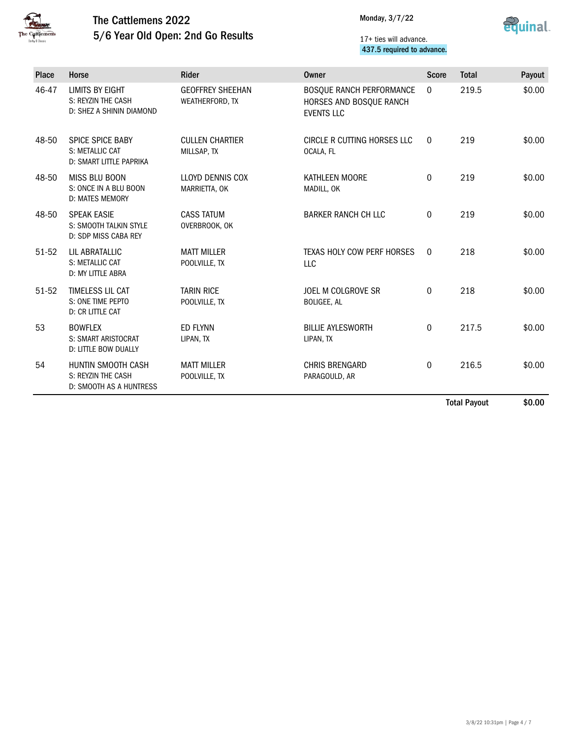# The Cattlemens 2022

## 5/6 Year Old Open: 2nd Go Results

Monday, 3/7/22

17+ ties will advance.
437.5 required to advance.

| Place | Horse | Rider | Owner | Score | Total | Payout |
|---|---|---|---|---|---|---|
| 46-47 | LIMITS BY EIGHT<br>S: REYZIN THE CASH<br>D: SHEZ A SHININ DIAMOND | GEOFFREY SHEEHAN<br>WEATHERFORD, TX | BOSQUE RANCH PERFORMANCE HORSES AND BOSQUE RANCH EVENTS LLC | 0 | 219.5 | $0.00 |
| 48-50 | SPICE SPICE BABY<br>S: METALLIC CAT<br>D: SMART LITTLE PAPRIKA | CULLEN CHARTIER<br>MILLSAP, TX | CIRCLE R CUTTING HORSES LLC<br>OCALA, FL | 0 | 219 | $0.00 |
| 48-50 | MISS BLU BOON<br>S: ONCE IN A BLU BOON<br>D: MATES MEMORY | LLOYD DENNIS COX<br>MARRIETTA, OK | KATHLEEN MOORE<br>MADILL, OK | 0 | 219 | $0.00 |
| 48-50 | SPEAK EASIE<br>S: SMOOTH TALKIN STYLE<br>D: SDP MISS CABA REY | CASS TATUM<br>OVERBROOK, OK | BARKER RANCH CH LLC | 0 | 219 | $0.00 |
| 51-52 | LIL ABRATALLIC<br>S: METALLIC CAT<br>D: MY LITTLE ABRA | MATT MILLER<br>POOLVILLE, TX | TEXAS HOLY COW PERF HORSES LLC | 0 | 218 | $0.00 |
| 51-52 | TIMELESS LIL CAT<br>S: ONE TIME PEPTO<br>D: CR LITTLE CAT | TARIN RICE<br>POOLVILLE, TX | JOEL M COLGROVE SR<br>BOLIGEE, AL | 0 | 218 | $0.00 |
| 53 | BOWFLEX<br>S: SMART ARISTOCRAT<br>D: LITTLE BOW DUALLY | ED FLYNN<br>LIPAN, TX | BILLIE AYLESWORTH<br>LIPAN, TX | 0 | 217.5 | $0.00 |
| 54 | HUNTIN SMOOTH CASH<br>S: REYZIN THE CASH<br>D: SMOOTH AS A HUNTRESS | MATT MILLER<br>POOLVILLE, TX | CHRIS BRENGARD<br>PARAGOULD, AR | 0 | 216.5 | $0.00 |
| | | | | | **Total Payout** | **$0.00** |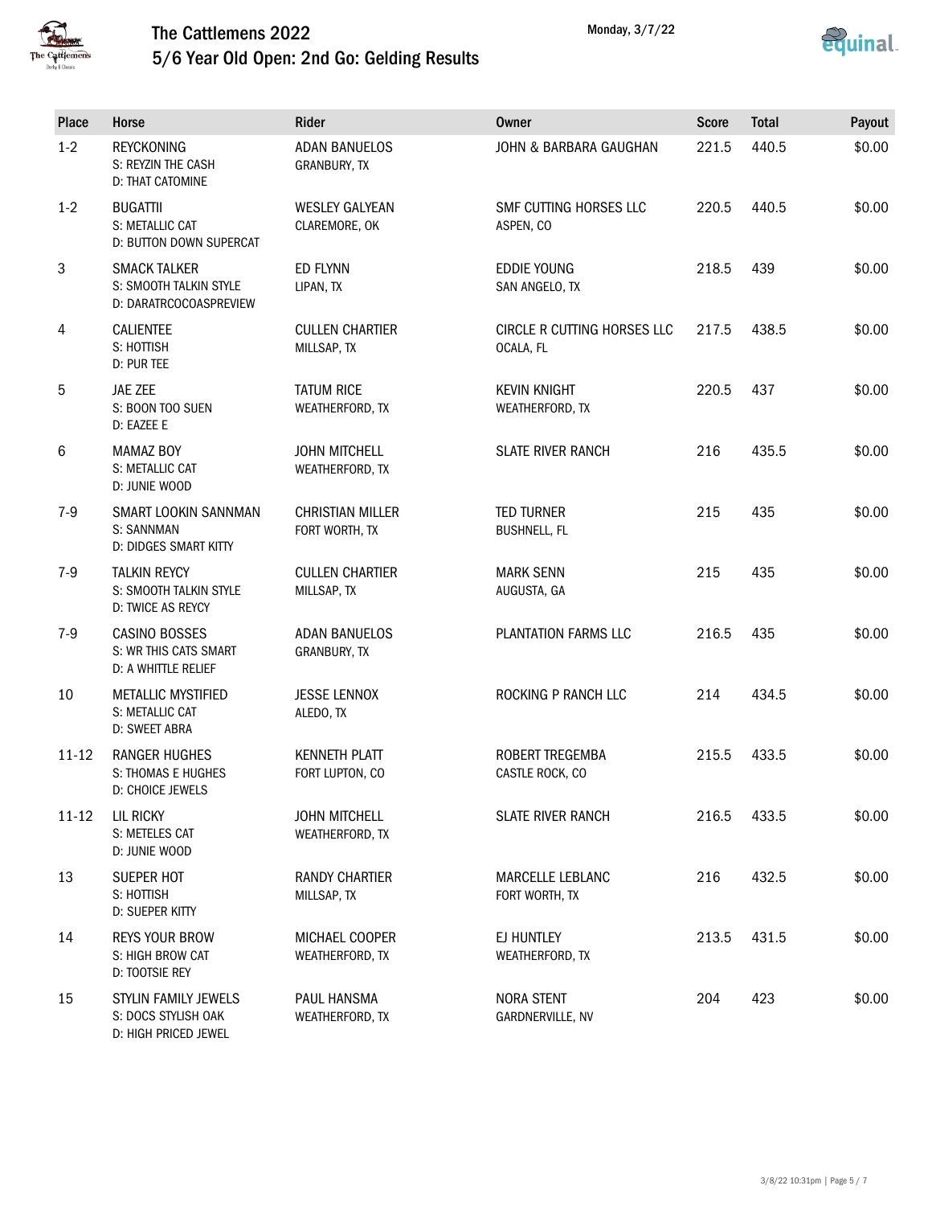# The Cattlemens 2022

## 5/6 Year Old Open: 2nd Go: Gelding Results

Monday, 3/7/22

| Place | Horse | Rider | Owner | Score | Total | Payout |
|---|---|---|---|---|---|---|
| 1-2 | REYCKONING<br>S: REYZIN THE CASH<br>D: THAT CATOMINE | ADAN BANUELOS<br>GRANBURY, TX | JOHN & BARBARA GAUGHAN | 221.5 | 440.5 | $0.00 |
| 1-2 | BUGATTII<br>S: METALLIC CAT<br>D: BUTTON DOWN SUPERCAT | WESLEY GALYEAN<br>CLAREMORE, OK | SMF CUTTING HORSES LLC<br>ASPEN, CO | 220.5 | 440.5 | $0.00 |
| 3 | SMACK TALKER<br>S: SMOOTH TALKIN STYLE<br>D: DARATRCOCOASPREVIEW | ED FLYNN<br>LIPAN, TX | EDDIE YOUNG<br>SAN ANGELO, TX | 218.5 | 439 | $0.00 |
| 4 | CALIENTEE<br>S: HOTTISH<br>D: PUR TEE | CULLEN CHARTIER<br>MILLSAP, TX | CIRCLE R CUTTING HORSES LLC<br>OCALA, FL | 217.5 | 438.5 | $0.00 |
| 5 | JAE ZEE<br>S: BOON TOO SUEN<br>D: EAZEE E | TATUM RICE<br>WEATHERFORD, TX | KEVIN KNIGHT<br>WEATHERFORD, TX | 220.5 | 437 | $0.00 |
| 6 | MAMAZ BOY<br>S: METALLIC CAT<br>D: JUNIE WOOD | JOHN MITCHELL<br>WEATHERFORD, TX | SLATE RIVER RANCH | 216 | 435.5 | $0.00 |
| 7-9 | SMART LOOKIN SANNMAN<br>S: SANNMAN<br>D: DIDGES SMART KITTY | CHRISTIAN MILLER<br>FORT WORTH, TX | TED TURNER<br>BUSHNELL, FL | 215 | 435 | $0.00 |
| 7-9 | TALKIN REYCY<br>S: SMOOTH TALKIN STYLE<br>D: TWICE AS REYCY | CULLEN CHARTIER<br>MILLSAP, TX | MARK SENN<br>AUGUSTA, GA | 215 | 435 | $0.00 |
| 7-9 | CASINO BOSSES<br>S: WR THIS CATS SMART<br>D: A WHITTLE RELIEF | ADAN BANUELOS<br>GRANBURY, TX | PLANTATION FARMS LLC | 216.5 | 435 | $0.00 |
| 10 | METALLIC MYSTIFIED<br>S: METALLIC CAT<br>D: SWEET ABRA | JESSE LENNOX<br>ALEDO, TX | ROCKING P RANCH LLC | 214 | 434.5 | $0.00 |
| 11-12 | RANGER HUGHES<br>S: THOMAS E HUGHES<br>D: CHOICE JEWELS | KENNETH PLATT<br>FORT LUPTON, CO | ROBERT TREGEMBA<br>CASTLE ROCK, CO | 215.5 | 433.5 | $0.00 |
| 11-12 | LIL RICKY<br>S: METELES CAT<br>D: JUNIE WOOD | JOHN MITCHELL<br>WEATHERFORD, TX | SLATE RIVER RANCH | 216.5 | 433.5 | $0.00 |
| 13 | SUEPER HOT<br>S: HOTTISH<br>D: SUEPER KITTY | RANDY CHARTIER<br>MILLSAP, TX | MARCELLE LEBLANC<br>FORT WORTH, TX | 216 | 432.5 | $0.00 |
| 14 | REYS YOUR BROW<br>S: HIGH BROW CAT<br>D: TOOTSIE REY | MICHAEL COOPER<br>WEATHERFORD, TX | EJ HUNTLEY<br>WEATHERFORD, TX | 213.5 | 431.5 | $0.00 |
| 15 | STYLIN FAMILY JEWELS<br>S: DOCS STYLISH OAK<br>D: HIGH PRICED JEWEL | PAUL HANSMA<br>WEATHERFORD, TX | NORA STENT<br>GARDNERVILLE, NV | 204 | 423 | $0.00 |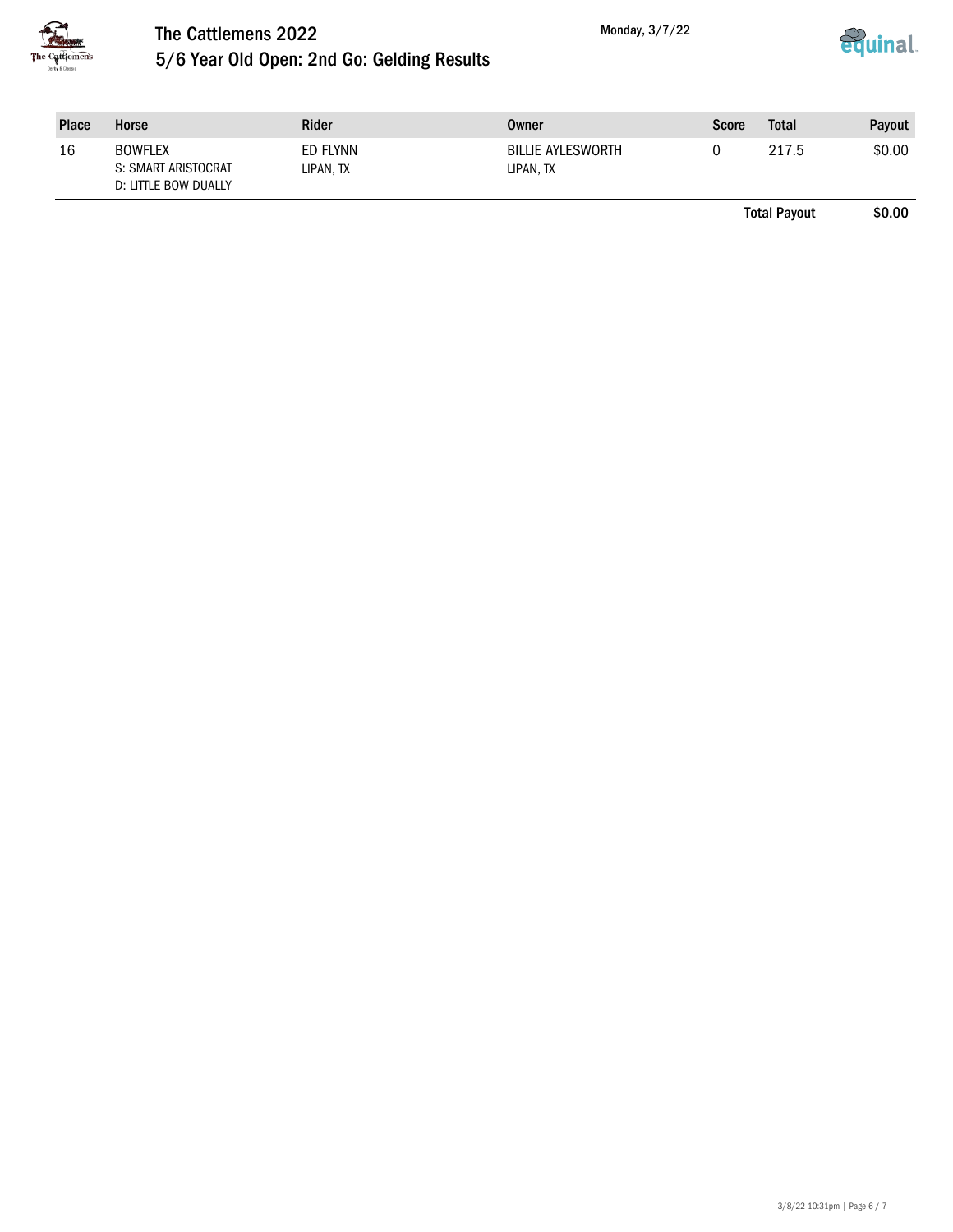# The Cattlemens 2022

## 5/6 Year Old Open: 2nd Go: Gelding Results

Monday, 3/7/22

| Place | Horse | Rider | Owner | Score | Total | Payout |
|---|---|---|---|---|---|---|
| 16 | BOWFLEX<br>S: SMART ARISTOCRAT<br>D: LITTLE BOW DUALLY | ED FLYNN<br>LIPAN, TX | BILLIE AYLESWORTH<br>LIPAN, TX | 0 | 217.5 | $0.00 |
| | | | | | **Total Payout** | **$0.00** |

3/8/22 10:31pm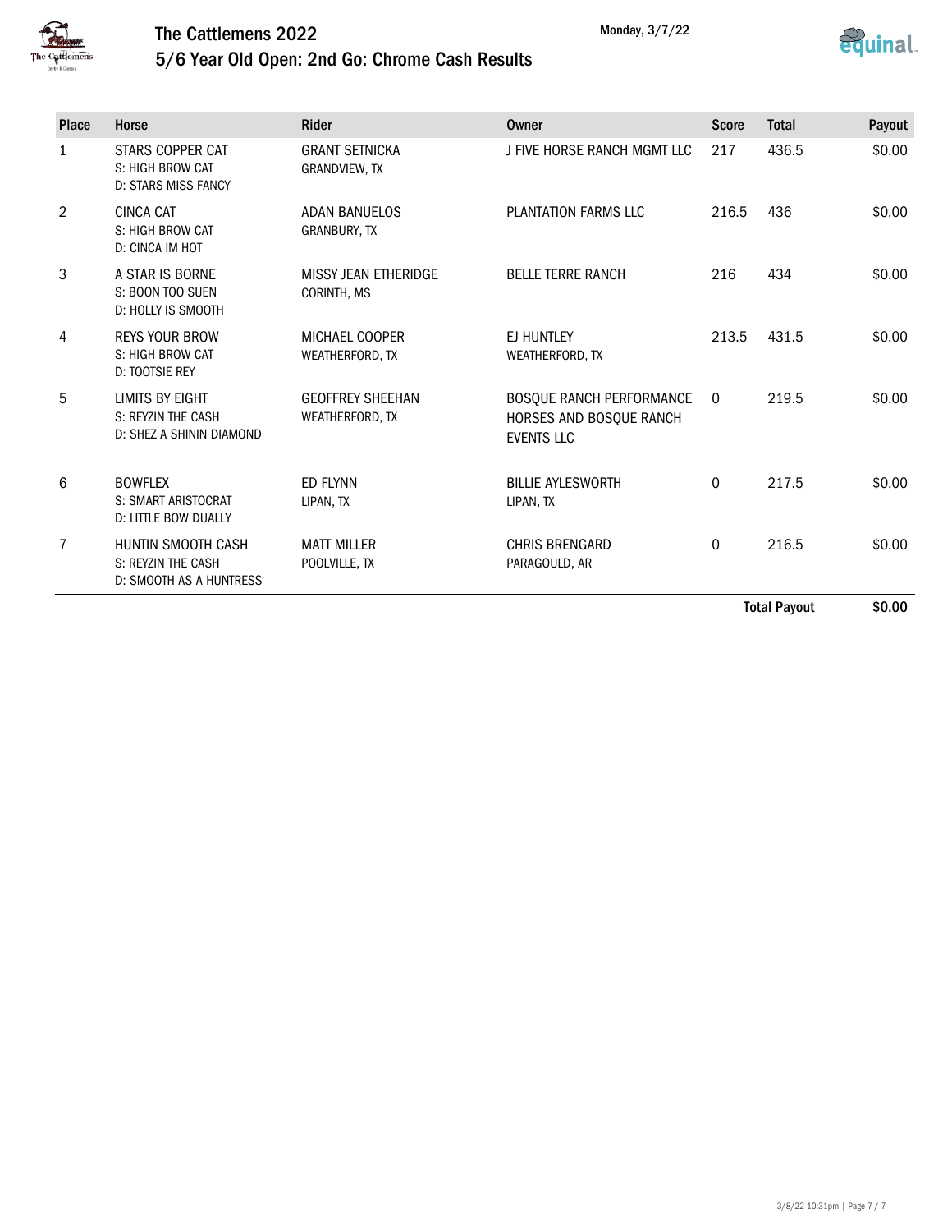# The Cattlemens 2022

## 5/6 Year Old Open: 2nd Go: Chrome Cash Results

Monday, 3/7/22

| Place | Horse | Rider | Owner | Score | Total | Payout |
|---|---|---|---|---|---|---|
| 1 | STARS COPPER CAT<br>S: HIGH BROW CAT<br>D: STARS MISS FANCY | GRANT SETNICKA<br>GRANDVIEW, TX | J FIVE HORSE RANCH MGMT LLC | 217 | 436.5 | $0.00 |
| 2 | CINCA CAT<br>S: HIGH BROW CAT<br>D: CINCA IM HOT | ADAN BANUELOS<br>GRANBURY, TX | PLANTATION FARMS LLC | 216.5 | 436 | $0.00 |
| 3 | A STAR IS BORNE<br>S: BOON TOO SUEN<br>D: HOLLY IS SMOOTH | MISSY JEAN ETHERIDGE<br>CORINTH, MS | BELLE TERRE RANCH | 216 | 434 | $0.00 |
| 4 | REYS YOUR BROW<br>S: HIGH BROW CAT<br>D: TOOTSIE REY | MICHAEL COOPER<br>WEATHERFORD, TX | EJ HUNTLEY<br>WEATHERFORD, TX | 213.5 | 431.5 | $0.00 |
| 5 | LIMITS BY EIGHT<br>S: REYZIN THE CASH<br>D: SHEZ A SHININ DIAMOND | GEOFFREY SHEEHAN<br>WEATHERFORD, TX | BOSQUE RANCH PERFORMANCE HORSES AND BOSQUE RANCH EVENTS LLC | 0 | 219.5 | $0.00 |
| 6 | BOWFLEX<br>S: SMART ARISTOCRAT<br>D: LITTLE BOW DUALLY | ED FLYNN<br>LIPAN, TX | BILLIE AYLESWORTH<br>LIPAN, TX | 0 | 217.5 | $0.00 |
| 7 | HUNTIN SMOOTH CASH<br>S: REYZIN THE CASH<br>D: SMOOTH AS A HUNTRESS | MATT MILLER<br>POOLVILLE, TX | CHRIS BRENGARD<br>PARAGOULD, AR | 0 | 216.5 | $0.00 |

**Total Payout** **$0.00**